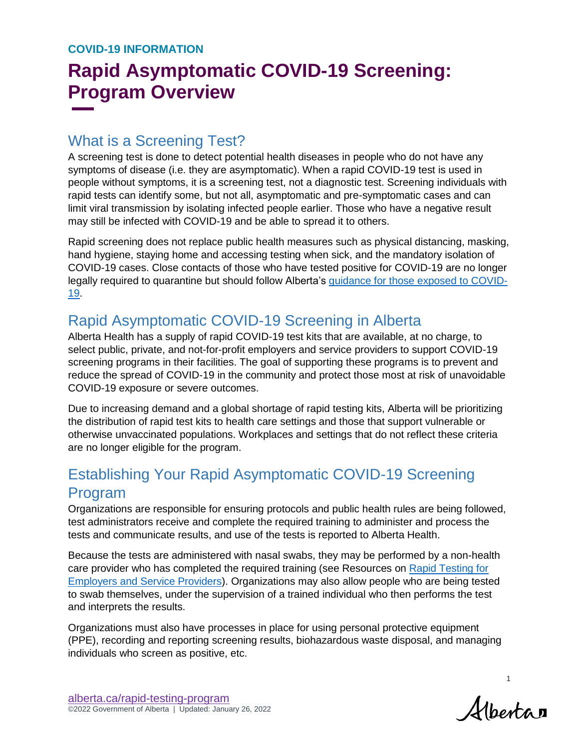**COVID-19 INFORMATION**

# Rapid Asymptomatic COVID-19 Screening: Program Overview

## What is a Screening Test?

A screening test is done to detect potential health diseases in people who do not have any symptoms of disease (i.e. they are asymptomatic). When a rapid COVID-19 test is used in people without symptoms, it is a screening test, not a diagnostic test. Screening individuals with rapid tests can identify some, but not all, asymptomatic and pre-symptomatic cases and can limit viral transmission by isolating infected people earlier. Those who have a negative result may still be infected with COVID-19 and be able to spread it to others.

Rapid screening does not replace public health measures such as physical distancing, masking, hand hygiene, staying home and accessing testing when sick, and the mandatory isolation of COVID-19 cases. Close contacts of those who have tested positive for COVID-19 are no longer legally required to quarantine but should follow Alberta's [guidance for those exposed to COVID-19](#).

## Rapid Asymptomatic COVID-19 Screening in Alberta

Alberta Health has a supply of rapid COVID-19 test kits that are available, at no charge, to select public, private, and not-for-profit employers and service providers to support COVID-19 screening programs in their facilities. The goal of supporting these programs is to prevent and reduce the spread of COVID-19 in the community and protect those most at risk of unavoidable COVID-19 exposure or severe outcomes.

Due to increasing demand and a global shortage of rapid testing kits, Alberta will be prioritizing the distribution of rapid test kits to health care settings and those that support vulnerable or otherwise unvaccinated populations. Workplaces and settings that do not reflect these criteria are no longer eligible for the program.

## Establishing Your Rapid Asymptomatic COVID-19 Screening Program

Organizations are responsible for ensuring protocols and public health rules are being followed, test administrators receive and complete the required training to administer and process the tests and communicate results, and use of the tests is reported to Alberta Health.

Because the tests are administered with nasal swabs, they may be performed by a non-health care provider who has completed the required training (see Resources on [Rapid Testing for Employers and Service Providers](#)). Organizations may also allow people who are being tested to swab themselves, under the supervision of a trained individual who then performs the test and interprets the results.

Organizations must also have processes in place for using personal protective equipment (PPE), recording and reporting screening results, biohazardous waste disposal, and managing individuals who screen as positive, etc.

alberta.ca/rapid-testing-program
©2022 Government of Alberta | Updated: January 26, 2022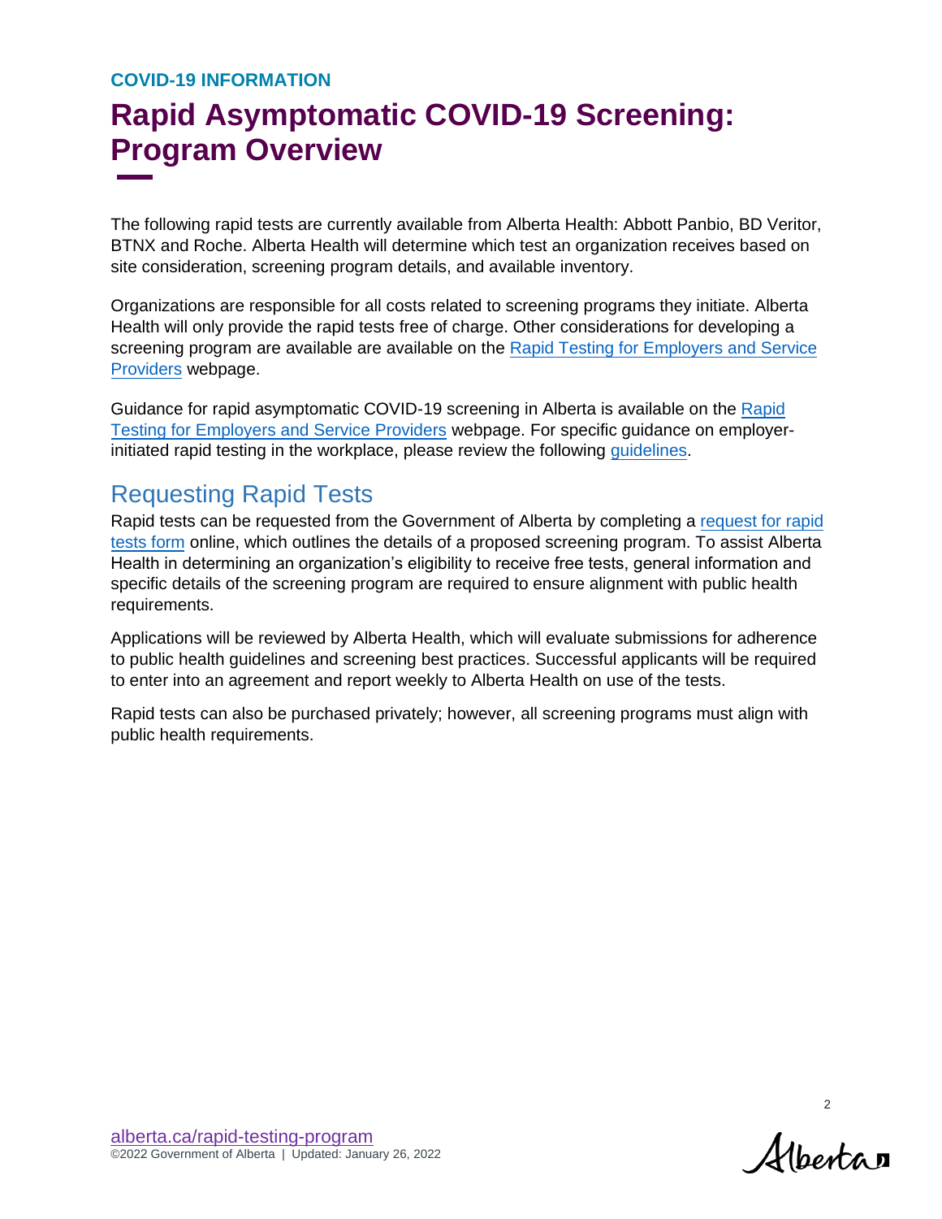The following rapid tests are currently available from Alberta Health: Abbott Panbio, BD Veritor, BTNX and Roche. Alberta Health will determine which test an organization receives based on site consideration, screening program details, and available inventory.

Organizations are responsible for all costs related to screening programs they initiate. Alberta Health will only provide the rapid tests free of charge. Other considerations for developing a screening program are available are available on the Rapid Testing for Employers and Service Providers webpage.

Guidance for rapid asymptomatic COVID-19 screening in Alberta is available on the Rapid Testing for Employers and Service Providers webpage. For specific guidance on employer-initiated rapid testing in the workplace, please review the following guidelines.

## Requesting Rapid Tests

Rapid tests can be requested from the Government of Alberta by completing a request for rapid tests form online, which outlines the details of a proposed screening program. To assist Alberta Health in determining an organization's eligibility to receive free tests, general information and specific details of the screening program are required to ensure alignment with public health requirements.

Applications will be reviewed by Alberta Health, which will evaluate submissions for adherence to public health guidelines and screening best practices. Successful applicants will be required to enter into an agreement and report weekly to Alberta Health on use of the tests.

Rapid tests can also be purchased privately; however, all screening programs must align with public health requirements.